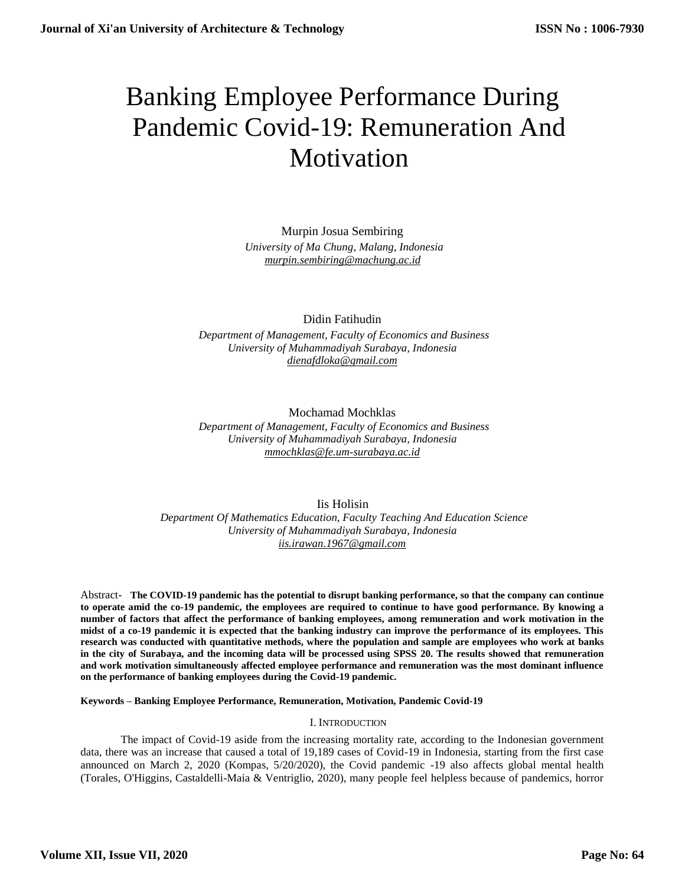# Banking Employee Performance During Pandemic Covid-19: Remuneration And Motivation

Murpin Josua Sembiring
*University of Ma Chung, Malang, Indonesia*
*murpin.sembiring@machung.ac.id*

Didin Fatihudin
*Department of Management, Faculty of Economics and Business*
*University of Muhammadiyah Surabaya, Indonesia*
*dienafdloka@gmail.com*

Mochamad Mochklas
*Department of Management, Faculty of Economics and Business*
*University of Muhammadiyah Surabaya, Indonesia*
*mmochklas@fe.um-surabaya.ac.id*

Iis Holisin
*Department Of Mathematics Education, Faculty Teaching And Education Science*
*University of Muhammadiyah Surabaya, Indonesia*
*iis.irawan.1967@gmail.com*

Abstract- **The COVID-19 pandemic has the potential to disrupt banking performance, so that the company can continue to operate amid the co-19 pandemic, the employees are required to continue to have good performance. By knowing a number of factors that affect the performance of banking employees, among remuneration and work motivation in the midst of a co-19 pandemic it is expected that the banking industry can improve the performance of its employees. This research was conducted with quantitative methods, where the population and sample are employees who work at banks in the city of Surabaya, and the incoming data will be processed using SPSS 20. The results showed that remuneration and work motivation simultaneously affected employee performance and remuneration was the most dominant influence on the performance of banking employees during the Covid-19 pandemic.**

**Keywords – Banking Employee Performance, Remuneration, Motivation, Pandemic Covid-19**

## I. Introduction

The impact of Covid-19 aside from the increasing mortality rate, according to the Indonesian government data, there was an increase that caused a total of 19,189 cases of Covid-19 in Indonesia, starting from the first case announced on March 2, 2020 (Kompas, 5/20/2020), the Covid pandemic -19 also affects global mental health (Torales, O'Higgins, Castaldelli-Maia & Ventriglio, 2020), many people feel helpless because of pandemics, horror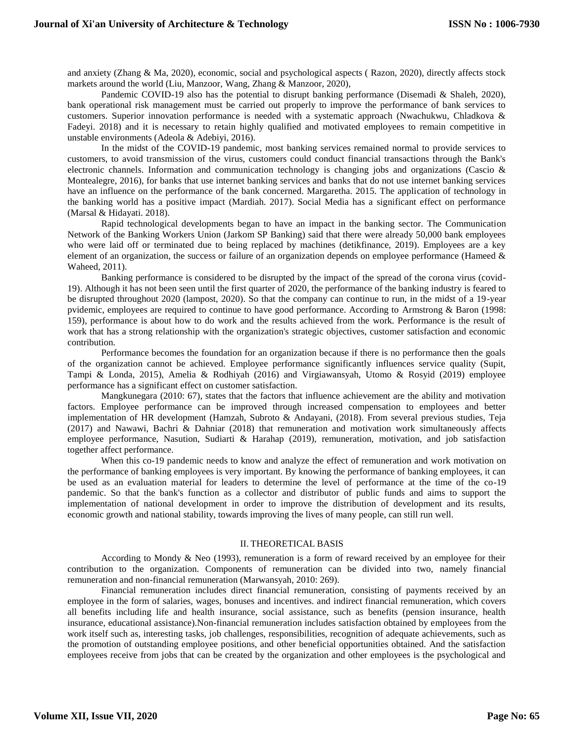and anxiety (Zhang & Ma, 2020), economic, social and psychological aspects ( Razon, 2020), directly affects stock markets around the world (Liu, Manzoor, Wang, Zhang & Manzoor, 2020),

Pandemic COVID-19 also has the potential to disrupt banking performance (Disemadi & Shaleh, 2020), bank operational risk management must be carried out properly to improve the performance of bank services to customers. Superior innovation performance is needed with a systematic approach (Nwachukwu, Chladkova & Fadeyi. 2018) and it is necessary to retain highly qualified and motivated employees to remain competitive in unstable environments (Adeola & Adebiyi, 2016).

In the midst of the COVID-19 pandemic, most banking services remained normal to provide services to customers, to avoid transmission of the virus, customers could conduct financial transactions through the Bank's electronic channels. Information and communication technology is changing jobs and organizations (Cascio & Montealegre, 2016), for banks that use internet banking services and banks that do not use internet banking services have an influence on the performance of the bank concerned. Margaretha. 2015. The application of technology in the banking world has a positive impact (Mardiah. 2017). Social Media has a significant effect on performance (Marsal & Hidayati. 2018).

Rapid technological developments began to have an impact in the banking sector. The Communication Network of the Banking Workers Union (Jarkom SP Banking) said that there were already 50,000 bank employees who were laid off or terminated due to being replaced by machines (detikfinance, 2019). Employees are a key element of an organization, the success or failure of an organization depends on employee performance (Hameed & Waheed, 2011).

Banking performance is considered to be disrupted by the impact of the spread of the corona virus (covid-19). Although it has not been seen until the first quarter of 2020, the performance of the banking industry is feared to be disrupted throughout 2020 (lampost, 2020). So that the company can continue to run, in the midst of a 19-year pvidemic, employees are required to continue to have good performance. According to Armstrong & Baron (1998: 159), performance is about how to do work and the results achieved from the work. Performance is the result of work that has a strong relationship with the organization's strategic objectives, customer satisfaction and economic contribution.

Performance becomes the foundation for an organization because if there is no performance then the goals of the organization cannot be achieved. Employee performance significantly influences service quality (Supit, Tampi & Londa, 2015), Amelia & Rodhiyah (2016) and Virgiawansyah, Utomo & Rosyid (2019) employee performance has a significant effect on customer satisfaction.

Mangkunegara (2010: 67), states that the factors that influence achievement are the ability and motivation factors. Employee performance can be improved through increased compensation to employees and better implementation of HR development (Hamzah, Subroto & Andayani, (2018). From several previous studies, Teja (2017) and Nawawi, Bachri & Dahniar (2018) that remuneration and motivation work simultaneously affects employee performance, Nasution, Sudiarti & Harahap (2019), remuneration, motivation, and job satisfaction together affect performance.

When this co-19 pandemic needs to know and analyze the effect of remuneration and work motivation on the performance of banking employees is very important. By knowing the performance of banking employees, it can be used as an evaluation material for leaders to determine the level of performance at the time of the co-19 pandemic. So that the bank's function as a collector and distributor of public funds and aims to support the implementation of national development in order to improve the distribution of development and its results, economic growth and national stability, towards improving the lives of many people, can still run well.

## II. THEORETICAL BASIS

According to Mondy & Neo (1993), remuneration is a form of reward received by an employee for their contribution to the organization. Components of remuneration can be divided into two, namely financial remuneration and non-financial remuneration (Marwansyah, 2010: 269).

Financial remuneration includes direct financial remuneration, consisting of payments received by an employee in the form of salaries, wages, bonuses and incentives. and indirect financial remuneration, which covers all benefits including life and health insurance, social assistance, such as benefits (pension insurance, health insurance, educational assistance).Non-financial remuneration includes satisfaction obtained by employees from the work itself such as, interesting tasks, job challenges, responsibilities, recognition of adequate achievements, such as the promotion of outstanding employee positions, and other beneficial opportunities obtained. And the satisfaction employees receive from jobs that can be created by the organization and other employees is the psychological and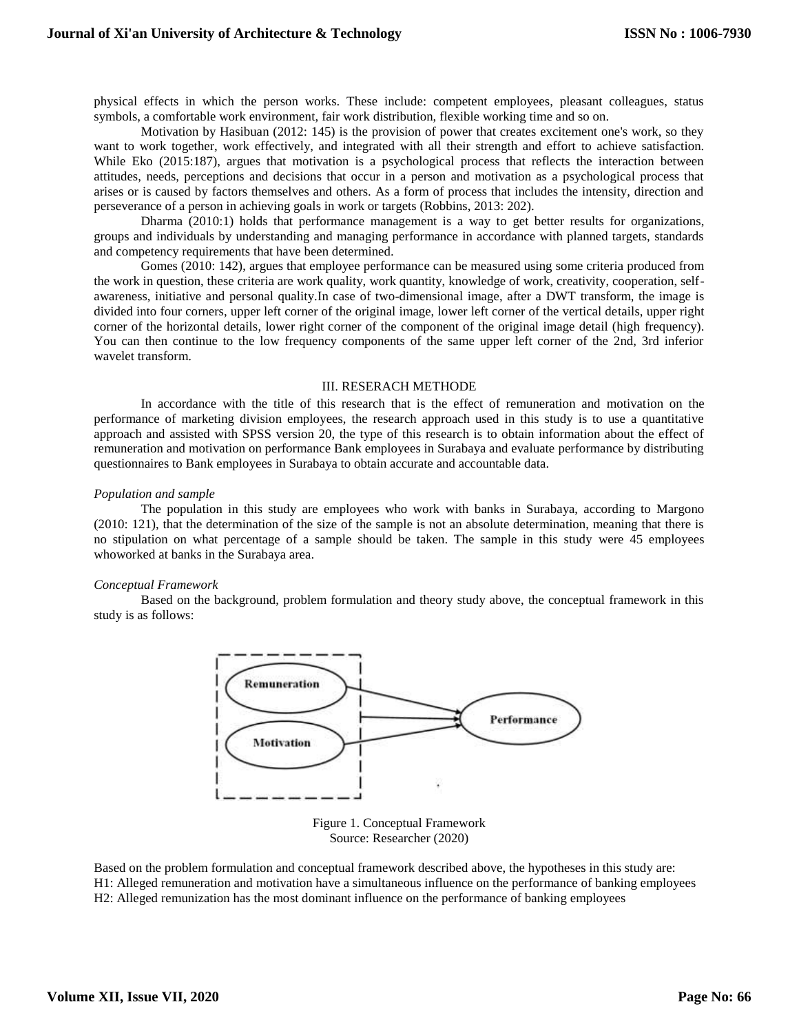physical effects in which the person works. These include: competent employees, pleasant colleagues, status symbols, a comfortable work environment, fair work distribution, flexible working time and so on.

Motivation by Hasibuan (2012: 145) is the provision of power that creates excitement one's work, so they want to work together, work effectively, and integrated with all their strength and effort to achieve satisfaction. While Eko (2015:187), argues that motivation is a psychological process that reflects the interaction between attitudes, needs, perceptions and decisions that occur in a person and motivation as a psychological process that arises or is caused by factors themselves and others. As a form of process that includes the intensity, direction and perseverance of a person in achieving goals in work or targets (Robbins, 2013: 202).

Dharma (2010:1) holds that performance management is a way to get better results for organizations, groups and individuals by understanding and managing performance in accordance with planned targets, standards and competency requirements that have been determined.

Gomes (2010: 142), argues that employee performance can be measured using some criteria produced from the work in question, these criteria are work quality, work quantity, knowledge of work, creativity, cooperation, self-awareness, initiative and personal quality.In case of two-dimensional image, after a DWT transform, the image is divided into four corners, upper left corner of the original image, lower left corner of the vertical details, upper right corner of the horizontal details, lower right corner of the component of the original image detail (high frequency). You can then continue to the low frequency components of the same upper left corner of the 2nd, 3rd inferior wavelet transform.

## III. RESERACH METHODE

In accordance with the title of this research that is the effect of remuneration and motivation on the performance of marketing division employees, the research approach used in this study is to use a quantitative approach and assisted with SPSS version 20, the type of this research is to obtain information about the effect of remuneration and motivation on performance Bank employees in Surabaya and evaluate performance by distributing questionnaires to Bank employees in Surabaya to obtain accurate and accountable data.

### *Population and sample*

The population in this study are employees who work with banks in Surabaya, according to Margono (2010: 121), that the determination of the size of the sample is not an absolute determination, meaning that there is no stipulation on what percentage of a sample should be taken. The sample in this study were 45 employees whoworked at banks in the Surabaya area.

### *Conceptual Framework*

Based on the background, problem formulation and theory study above, the conceptual framework in this study is as follows:

Figure 1. Conceptual Framework
Source: Researcher (2020)

Based on the problem formulation and conceptual framework described above, the hypotheses in this study are:
H1: Alleged remuneration and motivation have a simultaneous influence on the performance of banking employees
H2: Alleged remunization has the most dominant influence on the performance of banking employees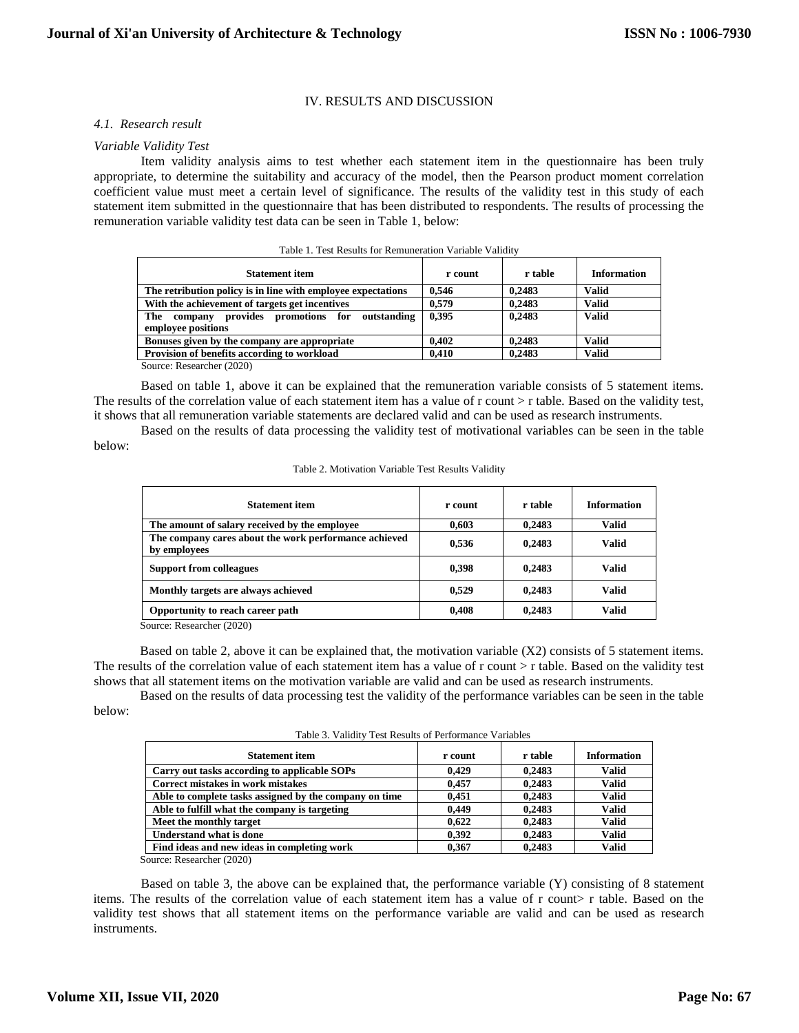## IV. RESULTS AND DISCUSSION

### *4.1. Research result*

*Variable Validity Test*

Item validity analysis aims to test whether each statement item in the questionnaire has been truly appropriate, to determine the suitability and accuracy of the model, then the Pearson product moment correlation coefficient value must meet a certain level of significance. The results of the validity test in this study of each statement item submitted in the questionnaire that has been distributed to respondents. The results of processing the remuneration variable validity test data can be seen in Table 1, below:

Table 1. Test Results for Remuneration Variable Validity

| Statement item | r count | r table | Information |
|---|---|---|---|
| The retribution policy is in line with employee expectations | 0,546 | 0,2483 | Valid |
| With the achievement of targets get incentives | 0,579 | 0,2483 | Valid |
| The company provides promotions for outstanding employee positions | 0,395 | 0,2483 | Valid |
| Bonuses given by the company are appropriate | 0,402 | 0,2483 | Valid |
| Provision of benefits according to workload | 0,410 | 0,2483 | Valid |

Source: Researcher (2020)

Based on table 1, above it can be explained that the remuneration variable consists of 5 statement items. The results of the correlation value of each statement item has a value of r count > r table. Based on the validity test, it shows that all remuneration variable statements are declared valid and can be used as research instruments.

Based on the results of data processing the validity test of motivational variables can be seen in the table below:

Table 2. Motivation Variable Test Results Validity

| Statement item | r count | r table | Information |
|---|---|---|---|
| The amount of salary received by the employee | 0,603 | 0,2483 | Valid |
| The company cares about the work performance achieved by employees | 0,536 | 0,2483 | Valid |
| Support from colleagues | 0,398 | 0,2483 | Valid |
| Monthly targets are always achieved | 0,529 | 0,2483 | Valid |
| Opportunity to reach career path | 0,408 | 0,2483 | Valid |

Source: Researcher (2020)

Based on table 2, above it can be explained that, the motivation variable (X2) consists of 5 statement items. The results of the correlation value of each statement item has a value of r count > r table. Based on the validity test shows that all statement items on the motivation variable are valid and can be used as research instruments.

Based on the results of data processing test the validity of the performance variables can be seen in the table below:

Table 3. Validity Test Results of Performance Variables

| Statement item | r count | r table | Information |
|---|---|---|---|
| Carry out tasks according to applicable SOPs | 0,429 | 0,2483 | Valid |
| Correct mistakes in work mistakes | 0,457 | 0,2483 | Valid |
| Able to complete tasks assigned by the company on time | 0,451 | 0,2483 | Valid |
| Able to fulfill what the company is targeting | 0,449 | 0,2483 | Valid |
| Meet the monthly target | 0,622 | 0,2483 | Valid |
| Understand what is done | 0,392 | 0,2483 | Valid |
| Find ideas and new ideas in completing work | 0,367 | 0,2483 | Valid |

Source: Researcher (2020)

Based on table 3, the above can be explained that, the performance variable (Y) consisting of 8 statement items. The results of the correlation value of each statement item has a value of r count> r table. Based on the validity test shows that all statement items on the performance variable are valid and can be used as research instruments.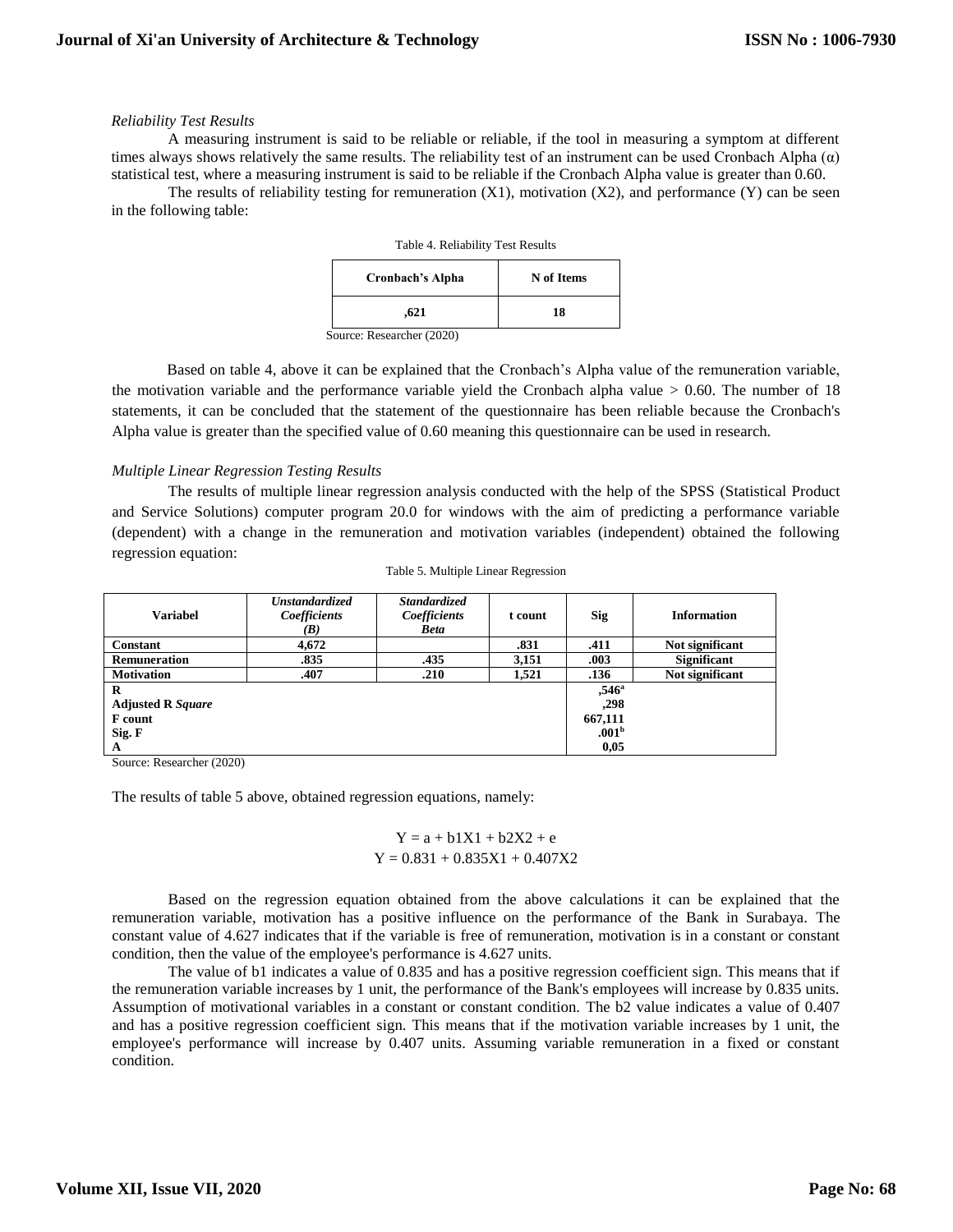*Reliability Test Results*

A measuring instrument is said to be reliable or reliable, if the tool in measuring a symptom at different times always shows relatively the same results. The reliability test of an instrument can be used Cronbach Alpha (α) statistical test, where a measuring instrument is said to be reliable if the Cronbach Alpha value is greater than 0.60.

The results of reliability testing for remuneration (X1), motivation (X2), and performance (Y) can be seen in the following table:

Table 4. Reliability Test Results

| Cronbach's Alpha | N of Items |
|---|---|
| ,621 | 18 |

Source: Researcher (2020)

Based on table 4, above it can be explained that the Cronbach's Alpha value of the remuneration variable, the motivation variable and the performance variable yield the Cronbach alpha value > 0.60. The number of 18 statements, it can be concluded that the statement of the questionnaire has been reliable because the Cronbach's Alpha value is greater than the specified value of 0.60 meaning this questionnaire can be used in research.

*Multiple Linear Regression Testing Results*

The results of multiple linear regression analysis conducted with the help of the SPSS (Statistical Product and Service Solutions) computer program 20.0 for windows with the aim of predicting a performance variable (dependent) with a change in the remuneration and motivation variables (independent) obtained the following regression equation:

Table 5. Multiple Linear Regression

| Variabel | *Unstandardized Coefficients (B)* | *Standardized Coefficients Beta* | t count | Sig | Information |
|---|---|---|---|---|---|
| **Constant** | **4,672** | | **.831** | **.411** | **Not significant** |
| **Remuneration** | **.835** | **.435** | **3,151** | **.003** | **Significant** |
| **Motivation** | **.407** | **.210** | **1,521** | **.136** | **Not significant** |
| **R** | | | | **,546[a]** | |
| **Adjusted R *Square*** | | | | **,298** | |
| **F count** | | | | **667,111** | |
| **Sig. F** | | | | **.001[b]** | |
| **A** | | | | **0,05** | |

Source: Researcher (2020)

The results of table 5 above, obtained regression equations, namely:

$$Y = a + b1X1 + b2X2 + e$$
$$Y = 0.831 + 0.835X1 + 0.407X2$$

Based on the regression equation obtained from the above calculations it can be explained that the remuneration variable, motivation has a positive influence on the performance of the Bank in Surabaya. The constant value of 4.627 indicates that if the variable is free of remuneration, motivation is in a constant or constant condition, then the value of the employee's performance is 4.627 units.

The value of b1 indicates a value of 0.835 and has a positive regression coefficient sign. This means that if the remuneration variable increases by 1 unit, the performance of the Bank's employees will increase by 0.835 units. Assumption of motivational variables in a constant or constant condition. The b2 value indicates a value of 0.407 and has a positive regression coefficient sign. This means that if the motivation variable increases by 1 unit, the employee's performance will increase by 0.407 units. Assuming variable remuneration in a fixed or constant condition.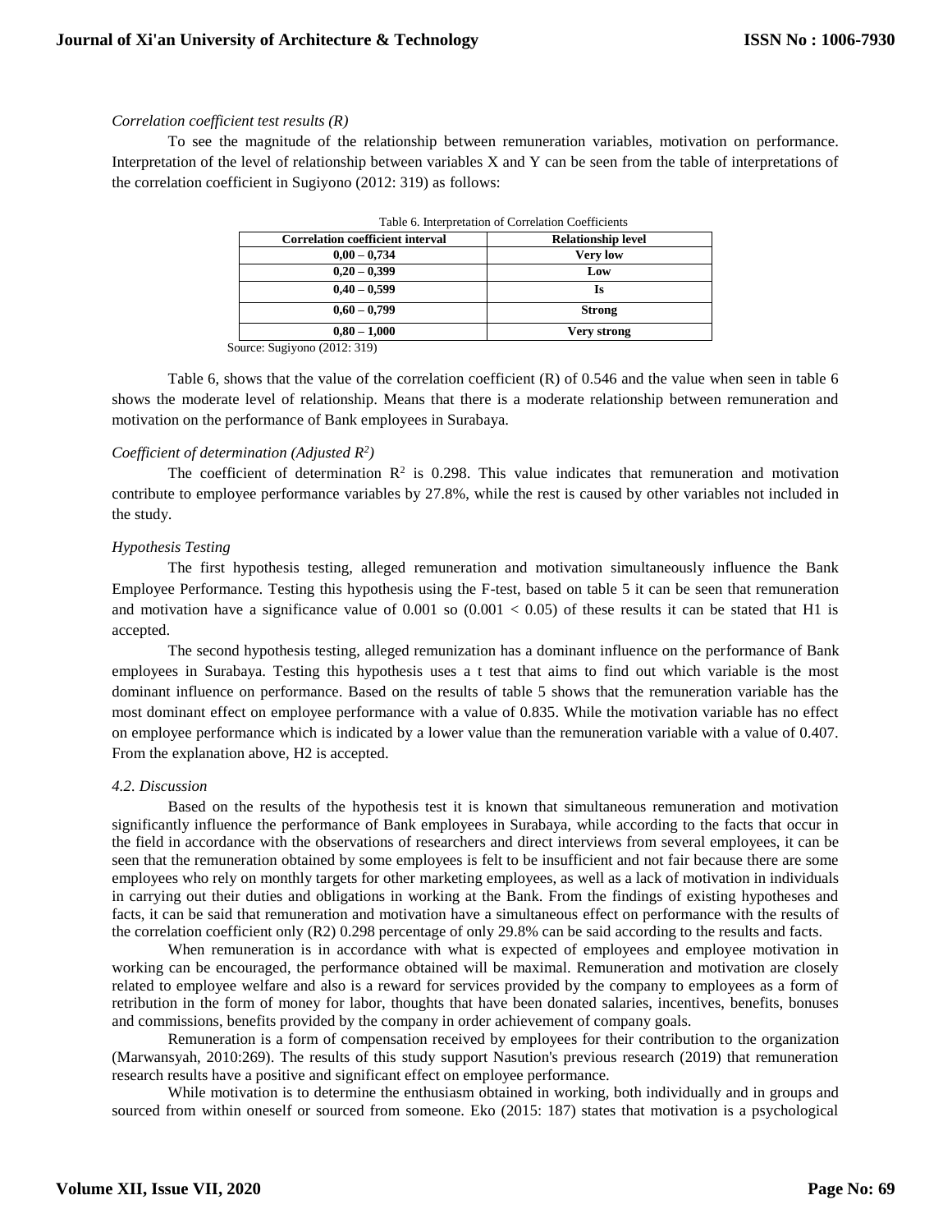*Correlation coefficient test results (R)*

To see the magnitude of the relationship between remuneration variables, motivation on performance. Interpretation of the level of relationship between variables X and Y can be seen from the table of interpretations of the correlation coefficient in Sugiyono (2012: 319) as follows:

Table 6. Interpretation of Correlation Coefficients

| Correlation coefficient interval | Relationship level |
|---|---|
| 0,00 – 0,734 | Very low |
| 0,20 – 0,399 | Low |
| 0,40 – 0,599 | Is |
| 0,60 – 0,799 | Strong |
| 0,80 – 1,000 | Very strong |

Source: Sugiyono (2012: 319)

Table 6, shows that the value of the correlation coefficient (R) of 0.546 and the value when seen in table 6 shows the moderate level of relationship. Means that there is a moderate relationship between remuneration and motivation on the performance of Bank employees in Surabaya.

*Coefficient of determination (Adjusted $R^2$)*

The coefficient of determination $R^2$ is 0.298. This value indicates that remuneration and motivation contribute to employee performance variables by 27.8%, while the rest is caused by other variables not included in the study.

*Hypothesis Testing*

The first hypothesis testing, alleged remuneration and motivation simultaneously influence the Bank Employee Performance. Testing this hypothesis using the F-test, based on table 5 it can be seen that remuneration and motivation have a significance value of 0.001 so ($0.001 < 0.05$) of these results it can be stated that H1 is accepted.

The second hypothesis testing, alleged remunization has a dominant influence on the performance of Bank employees in Surabaya. Testing this hypothesis uses a t test that aims to find out which variable is the most dominant influence on performance. Based on the results of table 5 shows that the remuneration variable has the most dominant effect on employee performance with a value of 0.835. While the motivation variable has no effect on employee performance which is indicated by a lower value than the remuneration variable with a value of 0.407. From the explanation above, H2 is accepted.

*4.2. Discussion*

Based on the results of the hypothesis test it is known that simultaneous remuneration and motivation significantly influence the performance of Bank employees in Surabaya, while according to the facts that occur in the field in accordance with the observations of researchers and direct interviews from several employees, it can be seen that the remuneration obtained by some employees is felt to be insufficient and not fair because there are some employees who rely on monthly targets for other marketing employees, as well as a lack of motivation in individuals in carrying out their duties and obligations in working at the Bank. From the findings of existing hypotheses and facts, it can be said that remuneration and motivation have a simultaneous effect on performance with the results of the correlation coefficient only (R2) 0.298 percentage of only 29.8% can be said according to the results and facts.

When remuneration is in accordance with what is expected of employees and employee motivation in working can be encouraged, the performance obtained will be maximal. Remuneration and motivation are closely related to employee welfare and also is a reward for services provided by the company to employees as a form of retribution in the form of money for labor, thoughts that have been donated salaries, incentives, benefits, bonuses and commissions, benefits provided by the company in order achievement of company goals.

Remuneration is a form of compensation received by employees for their contribution to the organization (Marwansyah, 2010:269). The results of this study support Nasution's previous research (2019) that remuneration research results have a positive and significant effect on employee performance.

While motivation is to determine the enthusiasm obtained in working, both individually and in groups and sourced from within oneself or sourced from someone. Eko (2015: 187) states that motivation is a psychological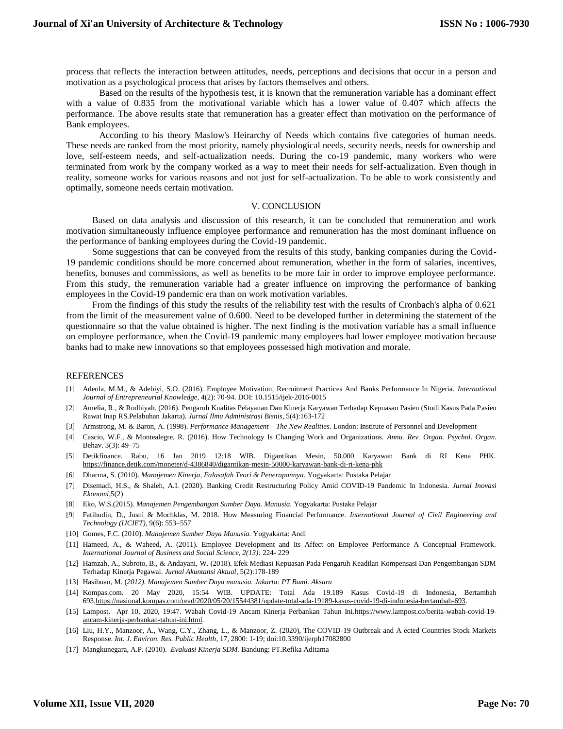process that reflects the interaction between attitudes, needs, perceptions and decisions that occur in a person and motivation as a psychological process that arises by factors themselves and others.

Based on the results of the hypothesis test, it is known that the remuneration variable has a dominant effect with a value of 0.835 from the motivational variable which has a lower value of 0.407 which affects the performance. The above results state that remuneration has a greater effect than motivation on the performance of Bank employees.

According to his theory Maslow's Heirarchy of Needs which contains five categories of human needs. These needs are ranked from the most priority, namely physiological needs, security needs, needs for ownership and love, self-esteem needs, and self-actualization needs. During the co-19 pandemic, many workers who were terminated from work by the company worked as a way to meet their needs for self-actualization. Even though in reality, someone works for various reasons and not just for self-actualization. To be able to work consistently and optimally, someone needs certain motivation.

## V. CONCLUSION

Based on data analysis and discussion of this research, it can be concluded that remuneration and work motivation simultaneously influence employee performance and remuneration has the most dominant influence on the performance of banking employees during the Covid-19 pandemic.

Some suggestions that can be conveyed from the results of this study, banking companies during the Covid-19 pandemic conditions should be more concerned about remuneration, whether in the form of salaries, incentives, benefits, bonuses and commissions, as well as benefits to be more fair in order to improve employee performance. From this study, the remuneration variable had a greater influence on improving the performance of banking employees in the Covid-19 pandemic era than on work motivation variables.

From the findings of this study the results of the reliability test with the results of Cronbach's alpha of 0.621 from the limit of the measurement value of 0.600. Need to be developed further in determining the statement of the questionnaire so that the value obtained is higher. The next finding is the motivation variable has a small influence on employee performance, when the Covid-19 pandemic many employees had lower employee motivation because banks had to make new innovations so that employees possessed high motivation and morale.

## REFERENCES

[1] Adeola, M.M., & Adebiyi, S.O. (2016). Employee Motivation, Recruitment Practices And Banks Performance In Nigeria. *International Journal of Entrepreneurial Knowledge,* 4(2): 70-94. DOI: 10.1515/ijek-2016-0015

[2] Amelia, R., & Rodhiyah. (2016). Pengaruh Kualitas Pelayanan Dan Kinerja Karyawan Terhadap Kepuasan Pasien (Studi Kasus Pada Pasien Rawat Inap RS.Pelabuhan Jakarta). *Jurnal Ilmu Administrasi Bisnis,* 5(4):163-172

[3] Armstrong, M. & Baron, A. (1998). *Performance Management – The New Realities.* London: Institute of Personnel and Development

[4] Cascio, W.F., & Montealegre, R. (2016). How Technology Is Changing Work and Organizations. *Annu. Rev. Organ. Psychol. Organ.* Behav. 3(3): 49–75

[5] Detikfinance. Rabu, 16 Jan 2019 12:18 WIB. Digantikan Mesin, 50.000 Karyawan Bank di RI Kena PHK. https://finance.detik.com/moneter/d-4386840/digantikan-mesin-50000-karyawan-bank-di-ri-kena-phk

[6] Dharma, S. (2010). *Manajemen Kinerja, Falasafah Teori & Penerapannya.* Yogyakarta: Pustaka Pelajar

[7] Disemadi, H.S., & Shaleh, A.I. (2020). Banking Credit Restructuring Policy Amid COVID-19 Pandemic In Indonesia. *Jurnal Inovasi Ekonomi*,5(2)

[8] Eko, W.S.(2015). *Manajemen Pengembangan Sumber Daya. Manusia.* Yogyakarta: Pustaka Pelajar

[9] Fatihudin, D., Jusni & Mochklas, M. 2018. How Measuring Financial Performance. *International Journal of Civil Engineering and Technology (IJCIET),* 9(6): 553–557

[10] Gomes, F.C. (2010). *Manajemen Sumber Daya Manusia.* Yogyakarta: Andi

[11] Hameed, A., & Waheed, A. (2011). Employee Development and Its Affect on Employee Performance A Conceptual Framework. *International Journal of Business and Social Science, 2(13):* 224- 229

[12] Hamzah, A., Subroto, B., & Andayani, W. (2018). Efek Mediasi Kepuasan Pada Pengaruh Keadilan Kompensasi Dan Pengembangan SDM Terhadap Kinerja Pegawai. *Jurnal Akuntansi Aktual*, 5(2):178-189

[13] Hasibuan, M. (*2012). Manajemen Sumber Daya manusia. Jakarta: PT Bumi. Aksara*

[14] Kompas.com. 20 May 2020, 15:54 WIB. UPDATE: Total Ada 19.189 Kasus Covid-19 di Indonesia, Bertambah 693,https://nasional.kompas.com/read/2020/05/20/15544381/update-total-ada-19189-kasus-covid-19-di-indonesia-bertambah-693.

[15] Lampost. Apr 10, 2020, 19:47. Wabah Covid-19 Ancam Kinerja Perbankan Tahun Ini.https://www.lampost.co/berita-wabah-covid-19-ancam-kinerja-perbankan-tahun-ini.html.

[16] Liu, H.Y., Manzoor, A., Wang, C.Y., Zhang, L., & Manzoor, Z. (2020), The COVID-19 Outbreak and A ected Countries Stock Markets Response. *Int. J. Environ. Res. Public Health,* 17, 2800: 1-19; doi:10.3390/ijerph17082800

[17] Mangkunegara, A.P. (2010). *Evaluasi Kinerja SDM.* Bandung: PT.Refika Aditama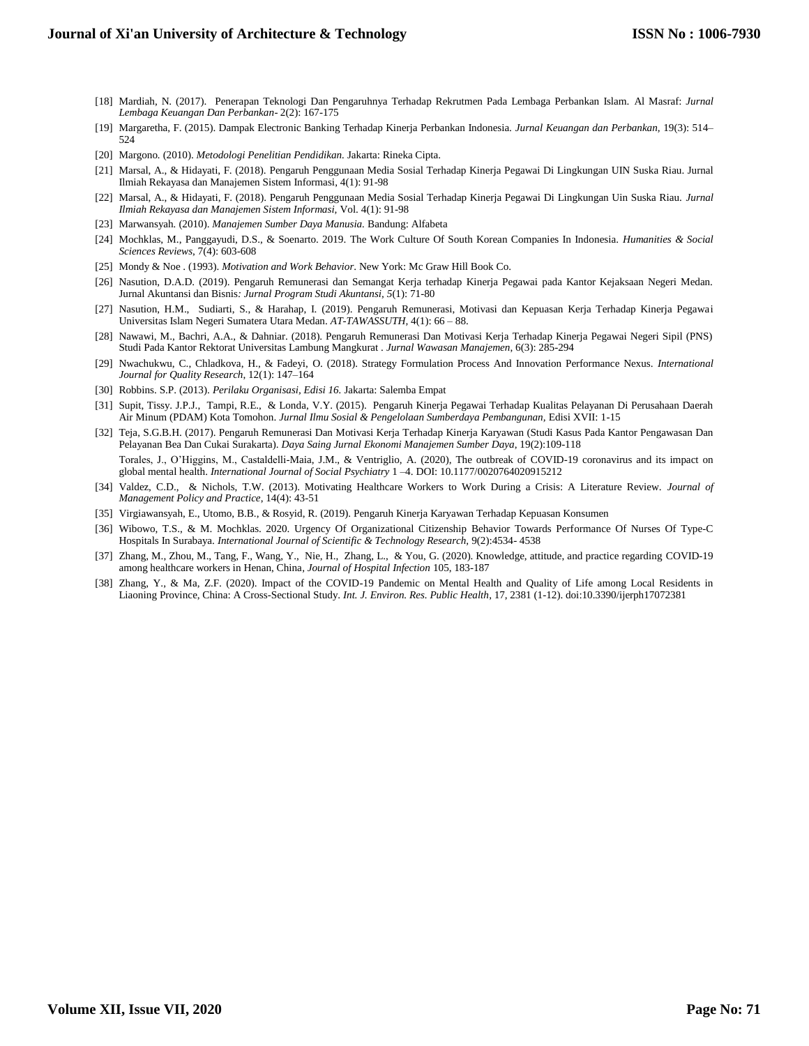[18] Mardiah, N. (2017). Penerapan Teknologi Dan Pengaruhnya Terhadap Rekrutmen Pada Lembaga Perbankan Islam. Al Masraf: *Jurnal Lembaga Keuangan Dan Perbankan*- 2(2): 167-175

[19] Margaretha, F. (2015). Dampak Electronic Banking Terhadap Kinerja Perbankan Indonesia. *Jurnal Keuangan dan Perbankan*, 19(3): 514–524

[20] Margono. (2010). *Metodologi Penelitian Pendidikan*. Jakarta: Rineka Cipta.

[21] Marsal, A., & Hidayati, F. (2018). Pengaruh Penggunaan Media Sosial Terhadap Kinerja Pegawai Di Lingkungan UIN Suska Riau. Jurnal Ilmiah Rekayasa dan Manajemen Sistem Informasi, 4(1): 91-98

[22] Marsal, A., & Hidayati, F. (2018). Pengaruh Penggunaan Media Sosial Terhadap Kinerja Pegawai Di Lingkungan Uin Suska Riau. *Jurnal Ilmiah Rekayasa dan Manajemen Sistem Informasi*, Vol. 4(1): 91-98

[23] Marwansyah. (2010). *Manajemen Sumber Daya Manusia*. Bandung: Alfabeta

[24] Mochklas, M., Panggayudi, D.S., & Soenarto. 2019. The Work Culture Of South Korean Companies In Indonesia. *Humanities & Social Sciences Reviews*, 7(4): 603-608

[25] Mondy & Noe . (1993). *Motivation and Work Behavior*. New York: Mc Graw Hill Book Co.

[26] Nasution, D.A.D. (2019). Pengaruh Remunerasi dan Semangat Kerja terhadap Kinerja Pegawai pada Kantor Kejaksaan Negeri Medan. Jurnal Akuntansi dan Bisnis*: Jurnal Program Studi Akuntansi, 5*(1): 71-80

[27] Nasution, H.M., Sudiarti, S., & Harahap, I. (2019). Pengaruh Remunerasi, Motivasi dan Kepuasan Kerja Terhadap Kinerja Pegawai Universitas Islam Negeri Sumatera Utara Medan. *AT-TAWASSUTH*, 4(1): 66 – 88.

[28] Nawawi, M., Bachri, A.A., & Dahniar. (2018). Pengaruh Remunerasi Dan Motivasi Kerja Terhadap Kinerja Pegawai Negeri Sipil (PNS) Studi Pada Kantor Rektorat Universitas Lambung Mangkurat . *Jurnal Wawasan Manajemen*, 6(3): 285-294

[29] Nwachukwu, C., Chladkova, H., & Fadeyi, O. (2018). Strategy Formulation Process And Innovation Performance Nexus. *International Journal for Quality Research*, 12(1): 147–164

[30] Robbins. S.P. (2013). *Perilaku Organisasi, Edisi 16*. Jakarta: Salemba Empat

[31] Supit, Tissy. J.P.J., Tampi, R.E., & Londa, V.Y. (2015). Pengaruh Kinerja Pegawai Terhadap Kualitas Pelayanan Di Perusahaan Daerah Air Minum (PDAM) Kota Tomohon. *Jurnal Ilmu Sosial & Pengelolaan Sumberdaya Pembangunan*, Edisi XVII: 1-15

[32] Teja, S.G.B.H. (2017). Pengaruh Remunerasi Dan Motivasi Kerja Terhadap Kinerja Karyawan (Studi Kasus Pada Kantor Pengawasan Dan Pelayanan Bea Dan Cukai Surakarta). *Daya Saing Jurnal Ekonomi Manajemen Sumber Daya*, 19(2):109-118

Torales, J., O'Higgins, M., Castaldelli-Maia, J.M., & Ventriglio, A. (2020), The outbreak of COVID-19 coronavirus and its impact on global mental health. *International Journal of Social Psychiatry* 1 –4. DOI: 10.1177/0020764020915212

[34] Valdez, C.D., & Nichols, T.W. (2013). Motivating Healthcare Workers to Work During a Crisis: A Literature Review. *Journal of Management Policy and Practice*, 14(4): 43-51

[35] Virgiawansyah, E., Utomo, B.B., & Rosyid, R. (2019). Pengaruh Kinerja Karyawan Terhadap Kepuasan Konsumen

[36] Wibowo, T.S., & M. Mochklas. 2020. Urgency Of Organizational Citizenship Behavior Towards Performance Of Nurses Of Type-C Hospitals In Surabaya. *International Journal of Scientific & Technology Research*, 9(2):4534- 4538

[37] Zhang, M., Zhou, M., Tang, F., Wang, Y., Nie, H., Zhang, L., & You, G. (2020). Knowledge, attitude, and practice regarding COVID-19 among healthcare workers in Henan, China, *Journal of Hospital Infection* 105, 183-187

[38] Zhang, Y., & Ma, Z.F. (2020). Impact of the COVID-19 Pandemic on Mental Health and Quality of Life among Local Residents in Liaoning Province, China: A Cross-Sectional Study. *Int. J. Environ. Res. Public Health*, 17, 2381 (1-12). doi:10.3390/ijerph17072381